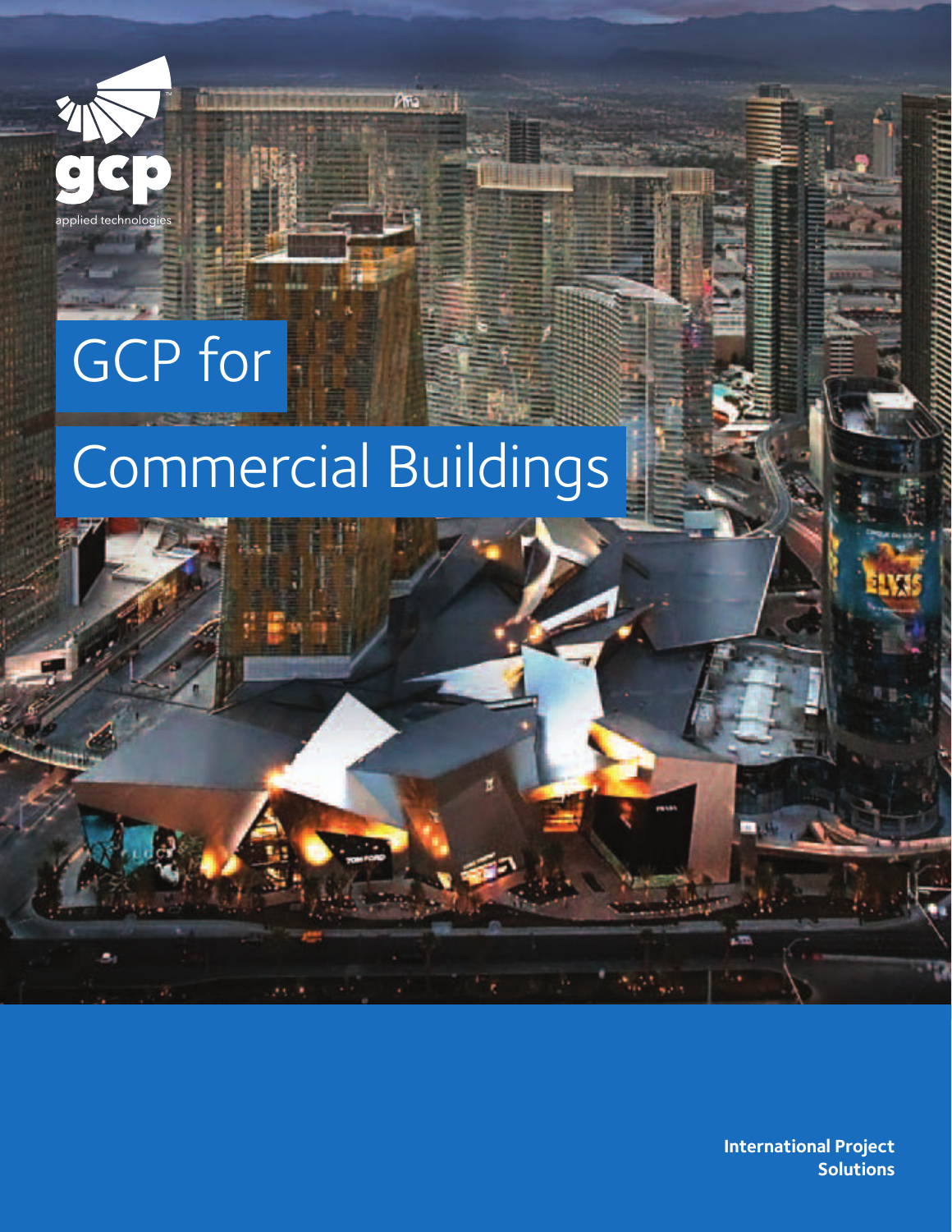gcp
applied technologies

# GCP for Commercial Buildings

**International Project Solutions**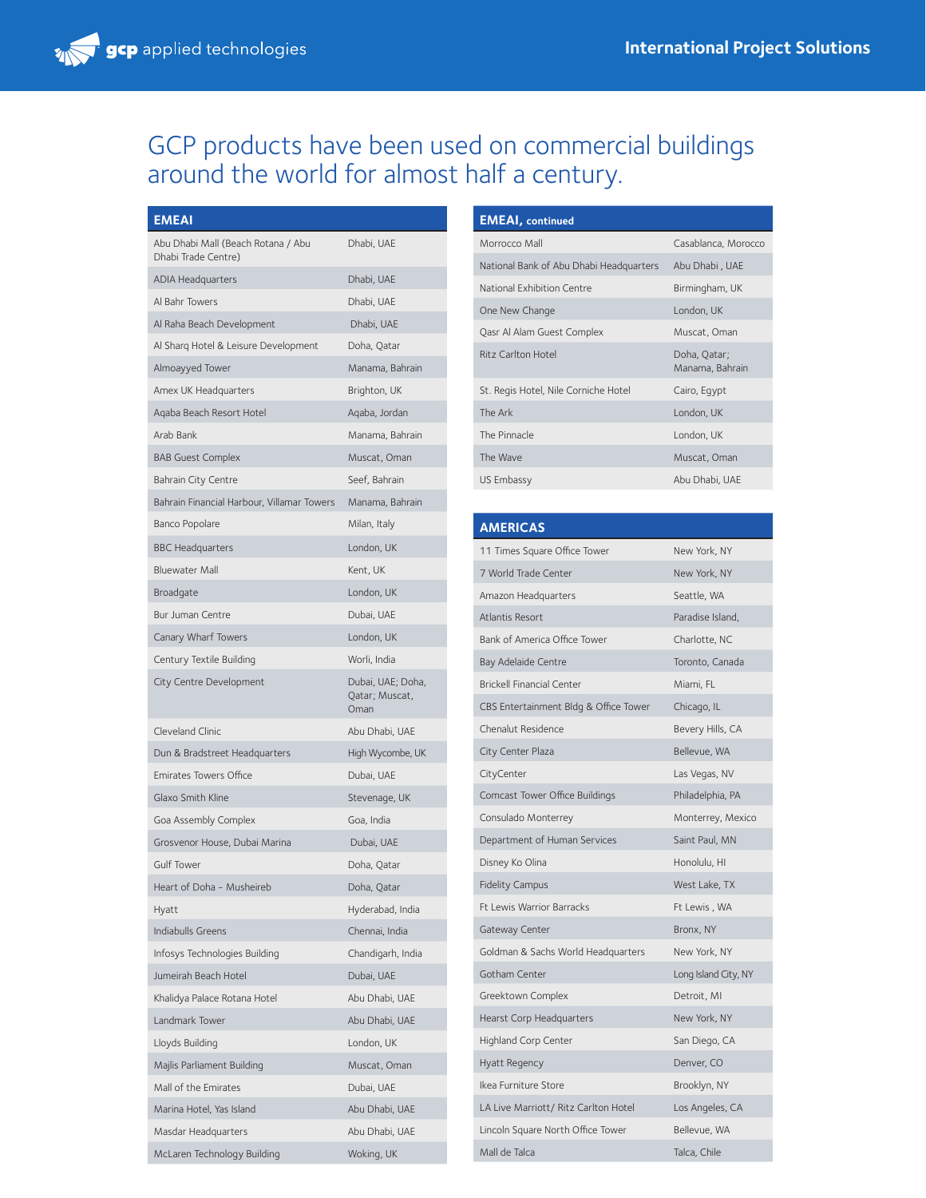GCP products have been used on commercial buildings around the world for almost half a century.

## EMEAI

| | |
|---|---|
| Abu Dhabi Mall (Beach Rotana / Abu Dhabi Trade Centre) | Dhabi, UAE |
| ADIA Headquarters | Dhabi, UAE |
| Al Bahr Towers | Dhabi, UAE |
| Al Raha Beach Development | Dhabi, UAE |
| Al Sharq Hotel & Leisure Development | Doha, Qatar |
| Almoayyed Tower | Manama, Bahrain |
| Amex UK Headquarters | Brighton, UK |
| Aqaba Beach Resort Hotel | Aqaba, Jordan |
| Arab Bank | Manama, Bahrain |
| BAB Guest Complex | Muscat, Oman |
| Bahrain City Centre | Seef, Bahrain |
| Bahrain Financial Harbour, Villamar Towers | Manama, Bahrain |
| Banco Popolare | Milan, Italy |
| BBC Headquarters | London, UK |
| Bluewater Mall | Kent, UK |
| Broadgate | London, UK |
| Bur Juman Centre | Dubai, UAE |
| Canary Wharf Towers | London, UK |
| Century Textile Building | Worli, India |
| City Centre Development | Dubai, UAE; Doha, Qatar; Muscat, Oman |
| Cleveland Clinic | Abu Dhabi, UAE |
| Dun & Bradstreet Headquarters | High Wycombe, UK |
| Emirates Towers Office | Dubai, UAE |
| Glaxo Smith Kline | Stevenage, UK |
| Goa Assembly Complex | Goa, India |
| Grosvenor House, Dubai Marina | Dubai, UAE |
| Gulf Tower | Doha, Qatar |
| Heart of Doha - Musheireb | Doha, Qatar |
| Hyatt | Hyderabad, India |
| Indiabulls Greens | Chennai, India |
| Infosys Technologies Building | Chandigarh, India |
| Jumeirah Beach Hotel | Dubai, UAE |
| Khalidya Palace Rotana Hotel | Abu Dhabi, UAE |
| Landmark Tower | Abu Dhabi, UAE |
| Lloyds Building | London, UK |
| Majlis Parliament Building | Muscat, Oman |
| Mall of the Emirates | Dubai, UAE |
| Marina Hotel, Yas Island | Abu Dhabi, UAE |
| Masdar Headquarters | Abu Dhabi, UAE |
| McLaren Technology Building | Woking, UK |

## EMEAI, continued

| | |
|---|---|
| Morrocco Mall | Casablanca, Morocco |
| National Bank of Abu Dhabi Headquarters | Abu Dhabi , UAE |
| National Exhibition Centre | Birmingham, UK |
| One New Change | London, UK |
| Qasr Al Alam Guest Complex | Muscat, Oman |
| Ritz Carlton Hotel | Doha, Qatar; Manama, Bahrain |
| St. Regis Hotel, Nile Corniche Hotel | Cairo, Egypt |
| The Ark | London, UK |
| The Pinnacle | London, UK |
| The Wave | Muscat, Oman |
| US Embassy | Abu Dhabi, UAE |

## AMERICAS

| | |
|---|---|
| 11 Times Square Office Tower | New York, NY |
| 7 World Trade Center | New York, NY |
| Amazon Headquarters | Seattle, WA |
| Atlantis Resort | Paradise Island, |
| Bank of America Office Tower | Charlotte, NC |
| Bay Adelaide Centre | Toronto, Canada |
| Brickell Financial Center | Miami, FL |
| CBS Entertainment Bldg & Office Tower | Chicago, IL |
| Chenalut Residence | Bevery Hills, CA |
| City Center Plaza | Bellevue, WA |
| CityCenter | Las Vegas, NV |
| Comcast Tower Office Buildings | Philadelphia, PA |
| Consulado Monterrey | Monterrey, Mexico |
| Department of Human Services | Saint Paul, MN |
| Disney Ko Olina | Honolulu, HI |
| Fidelity Campus | West Lake, TX |
| Ft Lewis Warrior Barracks | Ft Lewis , WA |
| Gateway Center | Bronx, NY |
| Goldman & Sachs World Headquarters | New York, NY |
| Gotham Center | Long Island City, NY |
| Greektown Complex | Detroit, MI |
| Hearst Corp Headquarters | New York, NY |
| Highland Corp Center | San Diego, CA |
| Hyatt Regency | Denver, CO |
| Ikea Furniture Store | Brooklyn, NY |
| LA Live Marriott/ Ritz Carlton Hotel | Los Angeles, CA |
| Lincoln Square North Office Tower | Bellevue, WA |
| Mall de Talca | Talca, Chile |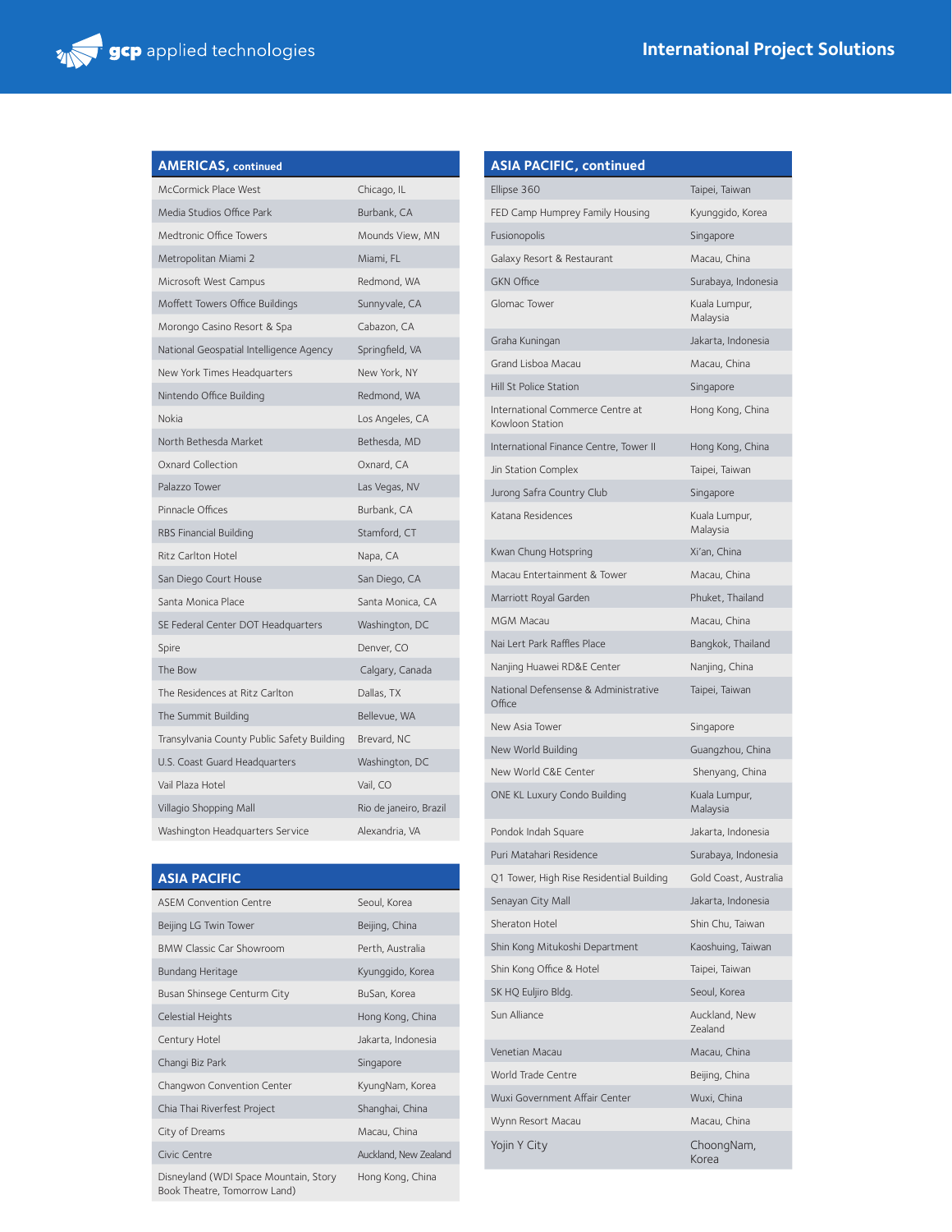## AMERICAS, continued

| Project | Location |
| --- | --- |
| McCormick Place West | Chicago, IL |
| Media Studios Office Park | Burbank, CA |
| Medtronic Office Towers | Mounds View, MN |
| Metropolitan Miami 2 | Miami, FL |
| Microsoft West Campus | Redmond, WA |
| Moffett Towers Office Buildings | Sunnyvale, CA |
| Morongo Casino Resort & Spa | Cabazon, CA |
| National Geospatial Intelligence Agency | Springfield, VA |
| New York Times Headquarters | New York, NY |
| Nintendo Office Building | Redmond, WA |
| Nokia | Los Angeles, CA |
| North Bethesda Market | Bethesda, MD |
| Oxnard Collection | Oxnard, CA |
| Palazzo Tower | Las Vegas, NV |
| Pinnacle Offices | Burbank, CA |
| RBS Financial Building | Stamford, CT |
| Ritz Carlton Hotel | Napa, CA |
| San Diego Court House | San Diego, CA |
| Santa Monica Place | Santa Monica, CA |
| SE Federal Center DOT Headquarters | Washington, DC |
| Spire | Denver, CO |
| The Bow | Calgary, Canada |
| The Residences at Ritz Carlton | Dallas, TX |
| The Summit Building | Bellevue, WA |
| Transylvania County Public Safety Building | Brevard, NC |
| U.S. Coast Guard Headquarters | Washington, DC |
| Vail Plaza Hotel | Vail, CO |
| Villagio Shopping Mall | Rio de janeiro, Brazil |
| Washington Headquarters Service | Alexandria, VA |

## ASIA PACIFIC

| Project | Location |
| --- | --- |
| ASEM Convention Centre | Seoul, Korea |
| Beijing LG Twin Tower | Beijing, China |
| BMW Classic Car Showroom | Perth, Australia |
| Bundang Heritage | Kyunggido, Korea |
| Busan Shinsege Centurm City | BuSan, Korea |
| Celestial Heights | Hong Kong, China |
| Century Hotel | Jakarta, Indonesia |
| Changi Biz Park | Singapore |
| Changwon Convention Center | KyungNam, Korea |
| Chia Thai Riverfest Project | Shanghai, China |
| City of Dreams | Macau, China |
| Civic Centre | Auckland, New Zealand |
| Disneyland (WDI Space Mountain, Story Book Theatre, Tomorrow Land) | Hong Kong, China |

## ASIA PACIFIC, continued

| Project | Location |
| --- | --- |
| Ellipse 360 | Taipei, Taiwan |
| FED Camp Humprey Family Housing | Kyunggido, Korea |
| Fusionopolis | Singapore |
| Galaxy Resort & Restaurant | Macau, China |
| GKN Office | Surabaya, Indonesia |
| Glomac Tower | Kuala Lumpur, Malaysia |
| Graha Kuningan | Jakarta, Indonesia |
| Grand Lisboa Macau | Macau, China |
| Hill St Police Station | Singapore |
| International Commerce Centre at Kowloon Station | Hong Kong, China |
| International Finance Centre, Tower II | Hong Kong, China |
| Jin Station Complex | Taipei, Taiwan |
| Jurong Safra Country Club | Singapore |
| Katana Residences | Kuala Lumpur, Malaysia |
| Kwan Chung Hotspring | Xi'an, China |
| Macau Entertainment & Tower | Macau, China |
| Marriott Royal Garden | Phuket, Thailand |
| MGM Macau | Macau, China |
| Nai Lert Park Raffles Place | Bangkok, Thailand |
| Nanjing Huawei RD&E Center | Nanjing, China |
| National Defensense & Administrative Office | Taipei, Taiwan |
| New Asia Tower | Singapore |
| New World Building | Guangzhou, China |
| New World C&E Center | Shenyang, China |
| ONE KL Luxury Condo Building | Kuala Lumpur, Malaysia |
| Pondok Indah Square | Jakarta, Indonesia |
| Puri Matahari Residence | Surabaya, Indonesia |
| Q1 Tower, High Rise Residential Building | Gold Coast, Australia |
| Senayan City Mall | Jakarta, Indonesia |
| Sheraton Hotel | Shin Chu, Taiwan |
| Shin Kong Mitukoshi Department | Kaoshuing, Taiwan |
| Shin Kong Office & Hotel | Taipei, Taiwan |
| SK HQ Euljiro Bldg. | Seoul, Korea |
| Sun Alliance | Auckland, New Zealand |
| Venetian Macau | Macau, China |
| World Trade Centre | Beijing, China |
| Wuxi Government Affair Center | Wuxi, China |
| Wynn Resort Macau | Macau, China |
| Yojin Y City | ChoongNam, Korea |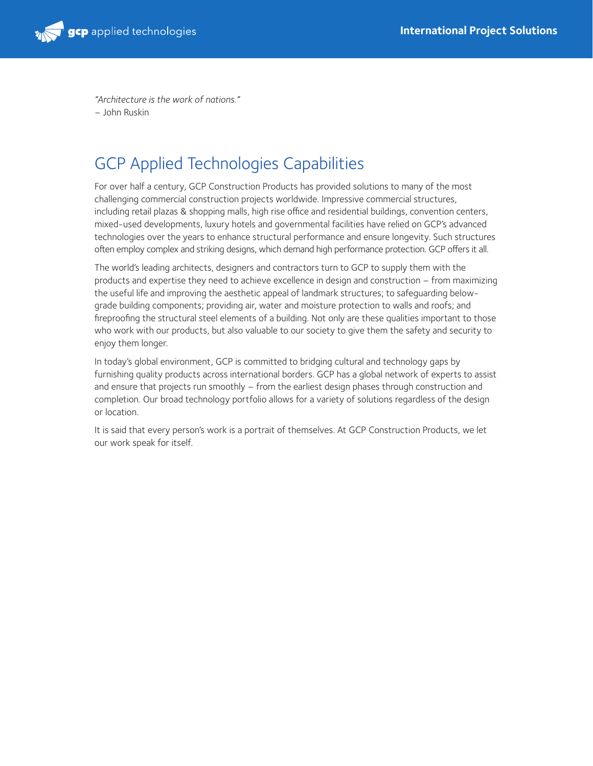*"Architecture is the work of nations."*
– John Ruskin

## GCP Applied Technologies Capabilities

For over half a century, GCP Construction Products has provided solutions to many of the most challenging commercial construction projects worldwide. Impressive commercial structures, including retail plazas & shopping malls, high rise office and residential buildings, convention centers, mixed-used developments, luxury hotels and governmental facilities have relied on GCP's advanced technologies over the years to enhance structural performance and ensure longevity. Such structures often employ complex and striking designs, which demand high performance protection. GCP offers it all.

The world's leading architects, designers and contractors turn to GCP to supply them with the products and expertise they need to achieve excellence in design and construction – from maximizing the useful life and improving the aesthetic appeal of landmark structures; to safeguarding below-grade building components; providing air, water and moisture protection to walls and roofs; and fireproofing the structural steel elements of a building. Not only are these qualities important to those who work with our products, but also valuable to our society to give them the safety and security to enjoy them longer.

In today's global environment, GCP is committed to bridging cultural and technology gaps by furnishing quality products across international borders. GCP has a global network of experts to assist and ensure that projects run smoothly – from the earliest design phases through construction and completion. Our broad technology portfolio allows for a variety of solutions regardless of the design or location.

It is said that every person's work is a portrait of themselves. At GCP Construction Products, we let our work speak for itself.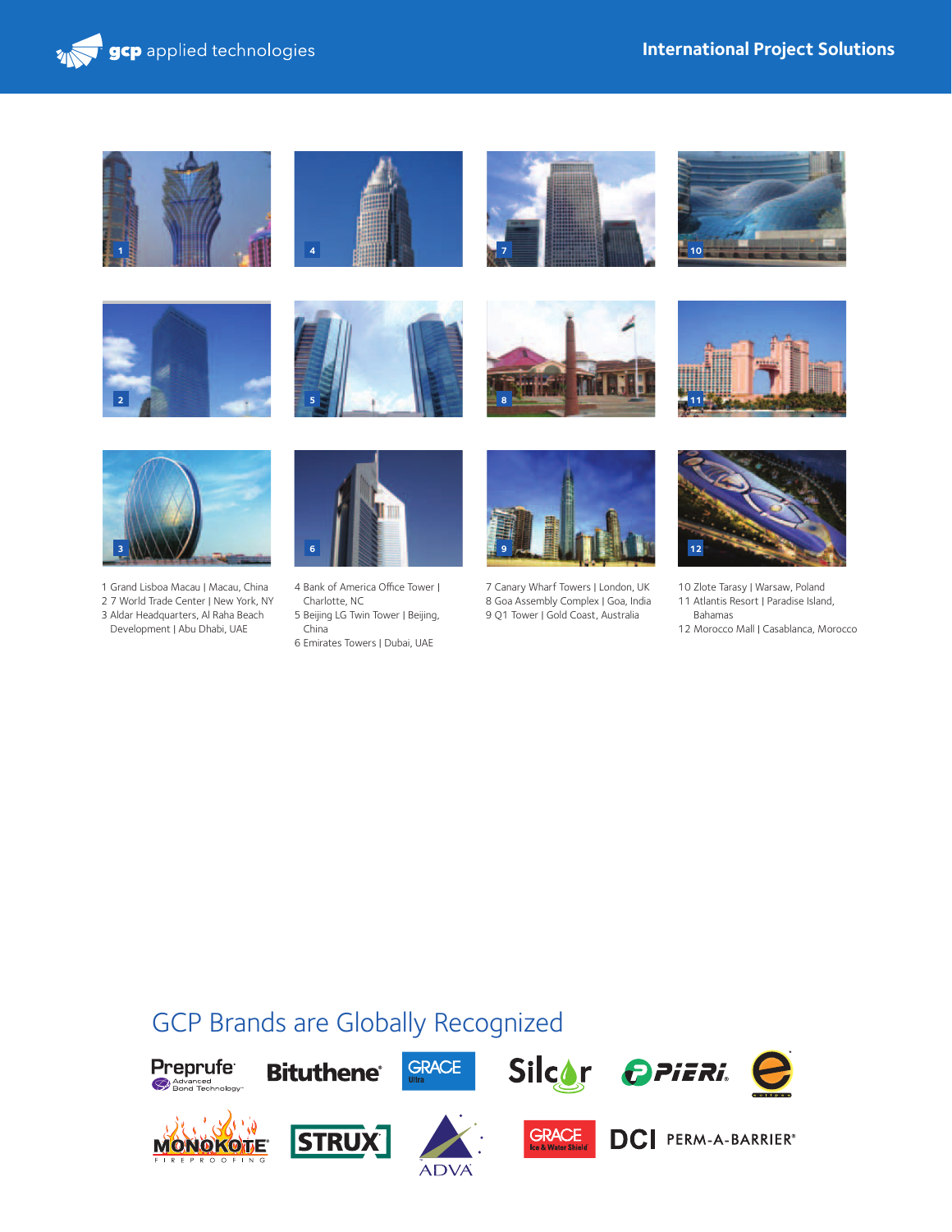1 Grand Lisboa Macau | Macau, China
2 7 World Trade Center | New York, NY
3 Aldar Headquarters, Al Raha Beach Development | Abu Dhabi, UAE

4 Bank of America Office Tower | Charlotte, NC
5 Beijing LG Twin Tower | Beijing, China
6 Emirates Towers | Dubai, UAE

7 Canary Wharf Towers | London, UK
8 Goa Assembly Complex | Goa, India
9 Q1 Tower | Gold Coast, Australia

10 Zlote Tarasy | Warsaw, Poland
11 Atlantis Resort | Paradise Island, Bahamas
12 Morocco Mall | Casablanca, Morocco

## GCP Brands are Globally Recognized

Preprufe® Advanced Bond Technology™
Bituthene®
GRACE Ultra
Silcor
PIERI®
eclipse
MONOKOTE® FIREPROOFING
STRUX®
ADVA
GRACE Ice & Water Shield®
DCI
PERM-A-BARRIER®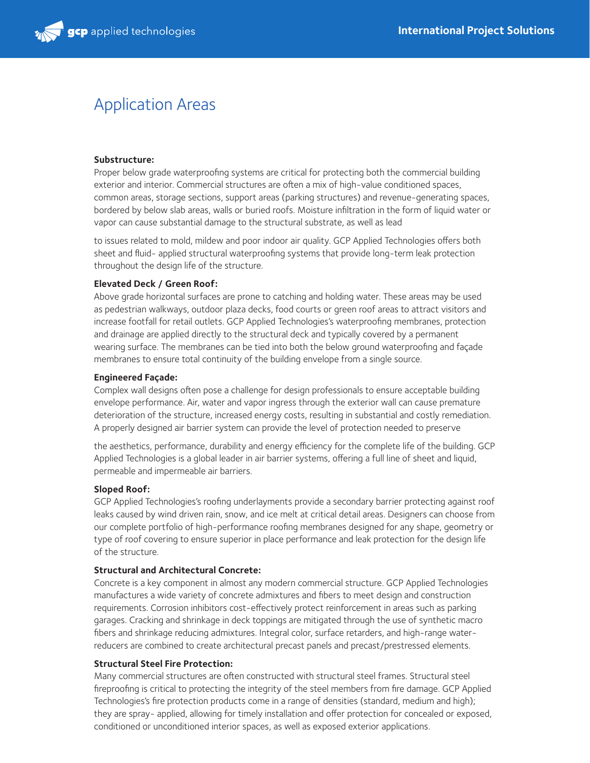# Application Areas

**Substructure:**
Proper below grade waterproofing systems are critical for protecting both the commercial building exterior and interior. Commercial structures are often a mix of high-value conditioned spaces, common areas, storage sections, support areas (parking structures) and revenue-generating spaces, bordered by below slab areas, walls or buried roofs. Moisture infiltration in the form of liquid water or vapor can cause substantial damage to the structural substrate, as well as lead

to issues related to mold, mildew and poor indoor air quality. GCP Applied Technologies offers both sheet and fluid- applied structural waterproofing systems that provide long-term leak protection throughout the design life of the structure.

**Elevated Deck / Green Roof:**
Above grade horizontal surfaces are prone to catching and holding water. These areas may be used as pedestrian walkways, outdoor plaza decks, food courts or green roof areas to attract visitors and increase footfall for retail outlets. GCP Applied Technologies's waterproofing membranes, protection and drainage are applied directly to the structural deck and typically covered by a permanent wearing surface. The membranes can be tied into both the below ground waterproofing and façade membranes to ensure total continuity of the building envelope from a single source.

**Engineered Façade:**
Complex wall designs often pose a challenge for design professionals to ensure acceptable building envelope performance. Air, water and vapor ingress through the exterior wall can cause premature deterioration of the structure, increased energy costs, resulting in substantial and costly remediation. A properly designed air barrier system can provide the level of protection needed to preserve

the aesthetics, performance, durability and energy efficiency for the complete life of the building. GCP Applied Technologies is a global leader in air barrier systems, offering a full line of sheet and liquid, permeable and impermeable air barriers.

**Sloped Roof:**
GCP Applied Technologies's roofing underlayments provide a secondary barrier protecting against roof leaks caused by wind driven rain, snow, and ice melt at critical detail areas. Designers can choose from our complete portfolio of high-performance roofing membranes designed for any shape, geometry or type of roof covering to ensure superior in place performance and leak protection for the design life of the structure.

**Structural and Architectural Concrete:**
Concrete is a key component in almost any modern commercial structure. GCP Applied Technologies manufactures a wide variety of concrete admixtures and fibers to meet design and construction requirements. Corrosion inhibitors cost-effectively protect reinforcement in areas such as parking garages. Cracking and shrinkage in deck toppings are mitigated through the use of synthetic macro fibers and shrinkage reducing admixtures. Integral color, surface retarders, and high-range water-reducers are combined to create architectural precast panels and precast/prestressed elements.

**Structural Steel Fire Protection:**
Many commercial structures are often constructed with structural steel frames. Structural steel fireproofing is critical to protecting the integrity of the steel members from fire damage. GCP Applied Technologies's fire protection products come in a range of densities (standard, medium and high); they are spray- applied, allowing for timely installation and offer protection for concealed or exposed, conditioned or unconditioned interior spaces, as well as exposed exterior applications.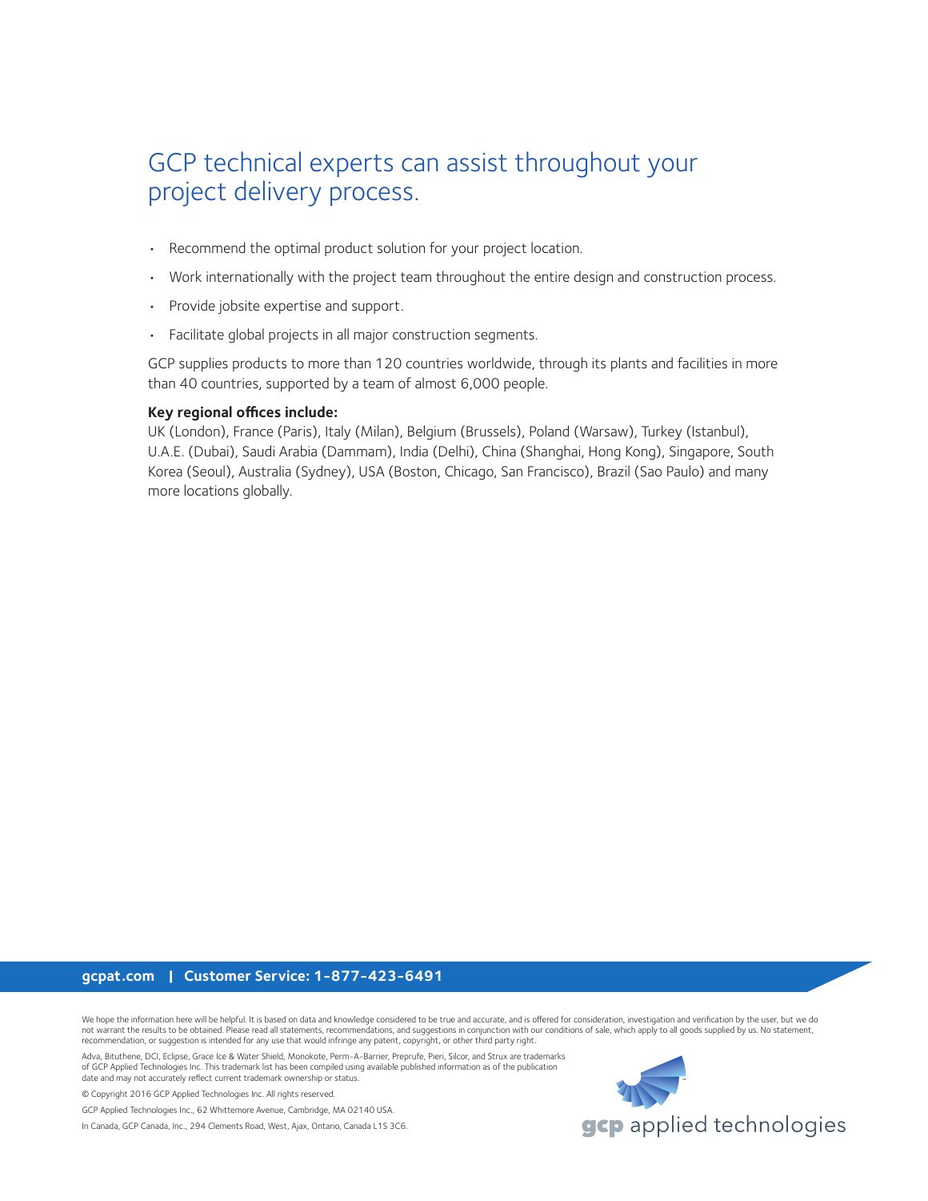## GCP technical experts can assist throughout your project delivery process.

- Recommend the optimal product solution for your project location.
- Work internationally with the project team throughout the entire design and construction process.
- Provide jobsite expertise and support.
- Facilitate global projects in all major construction segments.

GCP supplies products to more than 120 countries worldwide, through its plants and facilities in more than 40 countries, supported by a team of almost 6,000 people.

**Key regional offices include:**
UK (London), France (Paris), Italy (Milan), Belgium (Brussels), Poland (Warsaw), Turkey (Istanbul), U.A.E. (Dubai), Saudi Arabia (Dammam), India (Delhi), China (Shanghai, Hong Kong), Singapore, South Korea (Seoul), Australia (Sydney), USA (Boston, Chicago, San Francisco), Brazil (Sao Paulo) and many more locations globally.

**gcpat.com | Customer Service: 1-877-423-6491**

We hope the information here will be helpful. It is based on data and knowledge considered to be true and accurate, and is offered for consideration, investigation and verification by the user, but we do not warrant the results to be obtained. Please read all statements, recommendations, and suggestions in conjunction with our conditions of sale, which apply to all goods supplied by us. No statement, recommendation, or suggestion is intended for any use that would infringe any patent, copyright, or other third party right.

Adva, Bituthene, DCI, Eclipse, Grace Ice & Water Shield, Monokote, Perm-A-Barrier, Preprufe, Pieri, Silcor, and Strux are trademarks of GCP Applied Technologies Inc. This trademark list has been compiled using available published information as of the publication date and may not accurately reflect current trademark ownership or status.

© Copyright 2016 GCP Applied Technologies Inc. All rights reserved.

GCP Applied Technologies Inc., 62 Whittemore Avenue, Cambridge, MA 02140 USA.

In Canada, GCP Canada, Inc., 294 Clements Road, West, Ajax, Ontario, Canada L1S 3C6.

gcp applied technologies